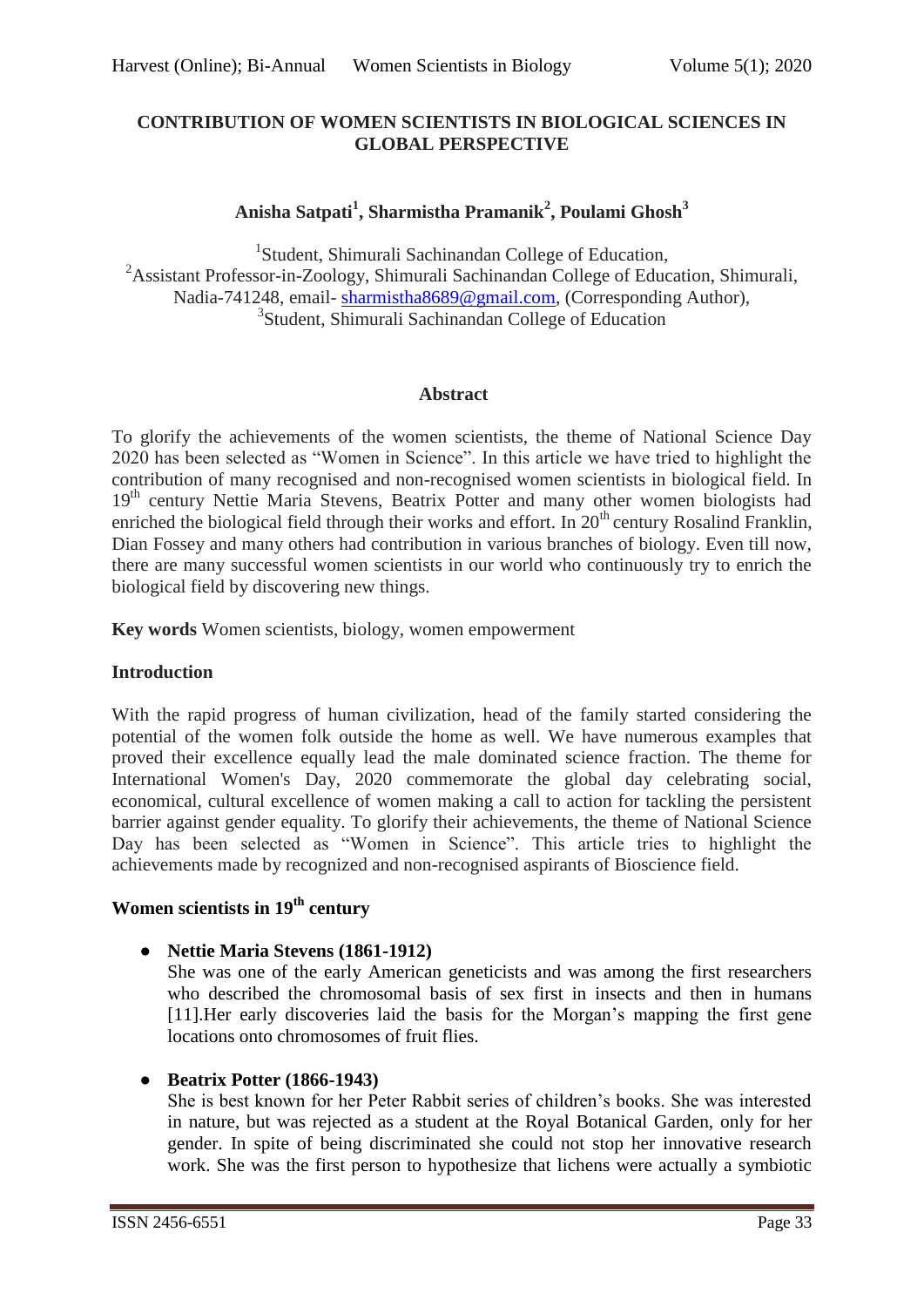# CONTRIBUTION OF WOMEN SCIENTISTS IN BIOLOGICAL SCIENCES IN GLOBAL PERSPECTIVE

**Anisha Satpati[1], Sharmistha Pramanik[2], Poulami Ghosh[3]**

[1]Student, Shimurali Sachinandan College of Education,
[2]Assistant Professor-in-Zoology, Shimurali Sachinandan College of Education, Shimurali, Nadia-741248, email- sharmistha8689@gmail.com, (Corresponding Author),
[3]Student, Shimurali Sachinandan College of Education

## Abstract

To glorify the achievements of the women scientists, the theme of National Science Day 2020 has been selected as "Women in Science". In this article we have tried to highlight the contribution of many recognised and non-recognised women scientists in biological field. In 19th century Nettie Maria Stevens, Beatrix Potter and many other women biologists had enriched the biological field through their works and effort. In 20th century Rosalind Franklin, Dian Fossey and many others had contribution in various branches of biology. Even till now, there are many successful women scientists in our world who continuously try to enrich the biological field by discovering new things.

**Key words** Women scientists, biology, women empowerment

## Introduction

With the rapid progress of human civilization, head of the family started considering the potential of the women folk outside the home as well. We have numerous examples that proved their excellence equally lead the male dominated science fraction. The theme for International Women's Day, 2020 commemorate the global day celebrating social, economical, cultural excellence of women making a call to action for tackling the persistent barrier against gender equality. To glorify their achievements, the theme of National Science Day has been selected as "Women in Science". This article tries to highlight the achievements made by recognized and non-recognised aspirants of Bioscience field.

## Women scientists in 19th century

- **Nettie Maria Stevens (1861-1912)**
  She was one of the early American geneticists and was among the first researchers who described the chromosomal basis of sex first in insects and then in humans [11].Her early discoveries laid the basis for the Morgan's mapping the first gene locations onto chromosomes of fruit flies.

- **Beatrix Potter (1866-1943)**
  She is best known for her Peter Rabbit series of children's books. She was interested in nature, but was rejected as a student at the Royal Botanical Garden, only for her gender. In spite of being discriminated she could not stop her innovative research work. She was the first person to hypothesize that lichens were actually a symbiotic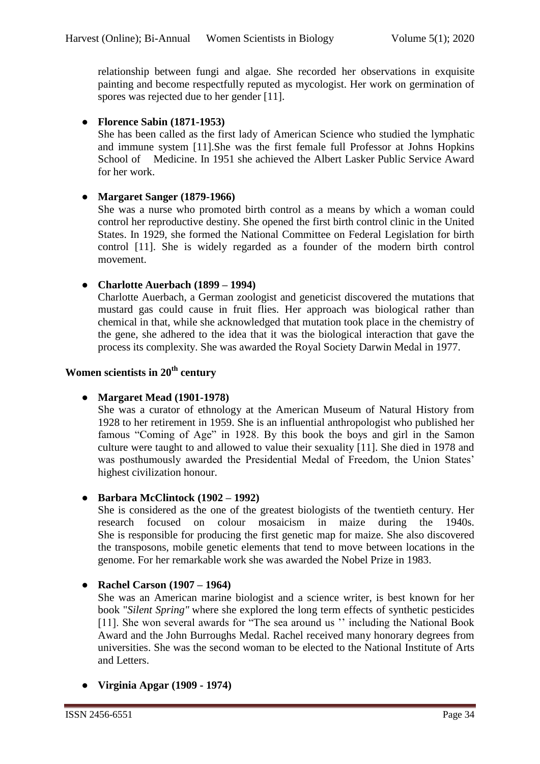relationship between fungi and algae. She recorded her observations in exquisite painting and become respectfully reputed as mycologist. Her work on germination of spores was rejected due to her gender [11].

- **Florence Sabin (1871-1953)**

  She has been called as the first lady of American Science who studied the lymphatic and immune system [11].She was the first female full Professor at Johns Hopkins School of Medicine. In 1951 she achieved the Albert Lasker Public Service Award for her work.

- **Margaret Sanger (1879-1966)**

  She was a nurse who promoted birth control as a means by which a woman could control her reproductive destiny. She opened the first birth control clinic in the United States. In 1929, she formed the National Committee on Federal Legislation for birth control [11]. She is widely regarded as a founder of the modern birth control movement.

- **Charlotte Auerbach (1899 – 1994)**

  Charlotte Auerbach, a German zoologist and geneticist discovered the mutations that mustard gas could cause in fruit flies. Her approach was biological rather than chemical in that, while she acknowledged that mutation took place in the chemistry of the gene, she adhered to the idea that it was the biological interaction that gave the process its complexity. She was awarded the Royal Society Darwin Medal in 1977.

## Women scientists in 20th century

- **Margaret Mead (1901-1978)**

  She was a curator of ethnology at the American Museum of Natural History from 1928 to her retirement in 1959. She is an influential anthropologist who published her famous "Coming of Age" in 1928. By this book the boys and girl in the Samon culture were taught to and allowed to value their sexuality [11]. She died in 1978 and was posthumously awarded the Presidential Medal of Freedom, the Union States' highest civilization honour.

- **Barbara McClintock (1902 – 1992)**

  She is considered as the one of the greatest biologists of the twentieth century. Her research focused on colour mosaicism in maize during the 1940s. She is responsible for producing the first genetic map for maize. She also discovered the transposons, mobile genetic elements that tend to move between locations in the genome. For her remarkable work she was awarded the Nobel Prize in 1983.

- **Rachel Carson (1907 – 1964)**

  She was an American marine biologist and a science writer, is best known for her book "*Silent Spring"* where she explored the long term effects of synthetic pesticides [11]. She won several awards for "The sea around us '' including the National Book Award and the John Burroughs Medal. Rachel received many honorary degrees from universities. She was the second woman to be elected to the National Institute of Arts and Letters.

- **Virginia Apgar (1909 - 1974)**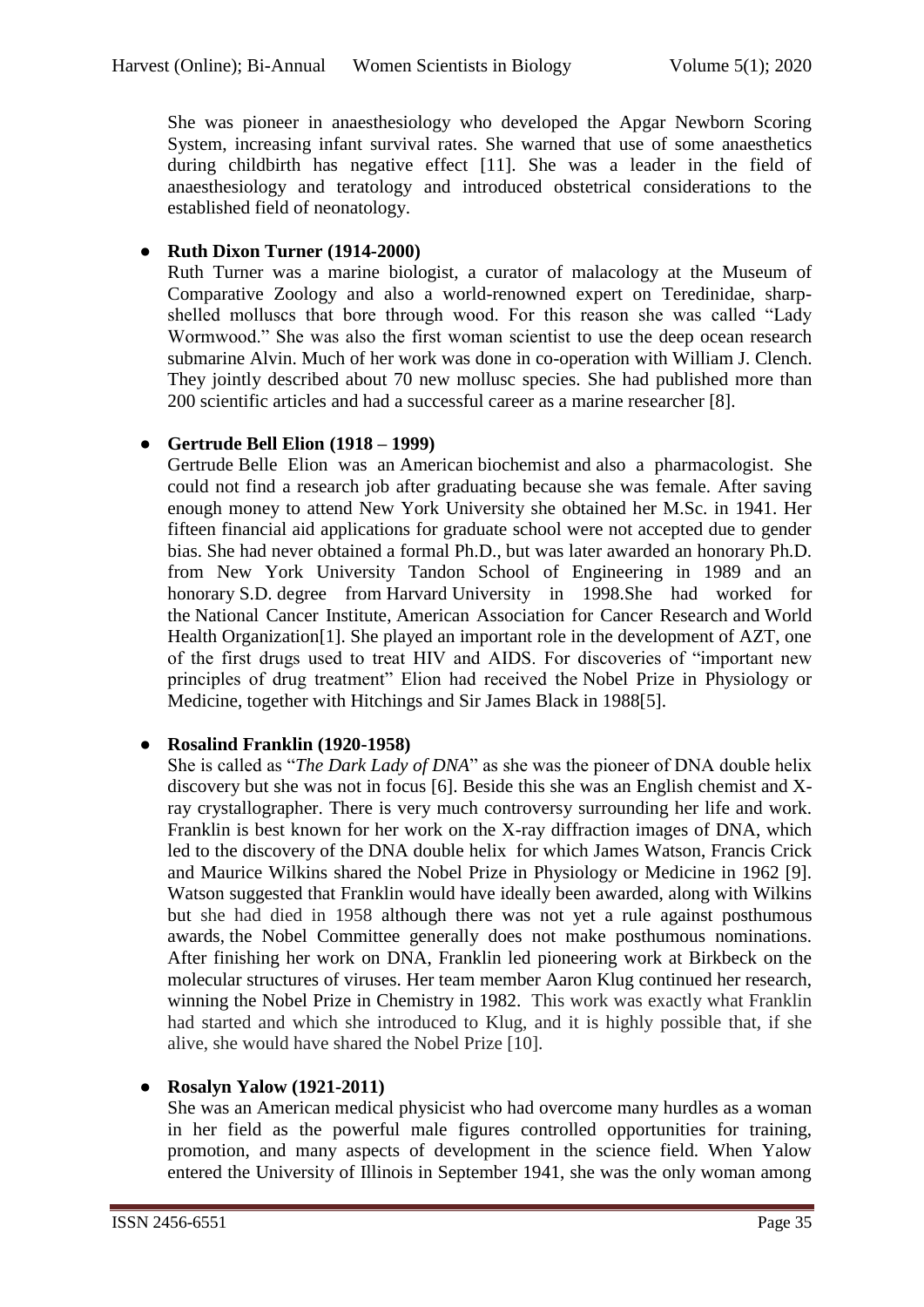She was pioneer in anaesthesiology who developed the Apgar Newborn Scoring System, increasing infant survival rates. She warned that use of some anaesthetics during childbirth has negative effect [11]. She was a leader in the field of anaesthesiology and teratology and introduced obstetrical considerations to the established field of neonatology.

- **Ruth Dixon Turner (1914-2000)**

  Ruth Turner was a marine biologist, a curator of malacology at the Museum of Comparative Zoology and also a world-renowned expert on Teredinidae, sharp-shelled molluscs that bore through wood. For this reason she was called "Lady Wormwood." She was also the first woman scientist to use the deep ocean research submarine Alvin. Much of her work was done in co-operation with William J. Clench. They jointly described about 70 new mollusc species. She had published more than 200 scientific articles and had a successful career as a marine researcher [8].

- **Gertrude Bell Elion (1918 – 1999)**

  Gertrude Belle Elion was an American biochemist and also a pharmacologist. She could not find a research job after graduating because she was female. After saving enough money to attend New York University she obtained her M.Sc. in 1941. Her fifteen financial aid applications for graduate school were not accepted due to gender bias. She had never obtained a formal Ph.D., but was later awarded an honorary Ph.D. from New York University Tandon School of Engineering in 1989 and an honorary S.D. degree from Harvard University in 1998.She had worked for the National Cancer Institute, American Association for Cancer Research and World Health Organization[1]. She played an important role in the development of AZT, one of the first drugs used to treat HIV and AIDS. For discoveries of "important new principles of drug treatment" Elion had received the Nobel Prize in Physiology or Medicine, together with Hitchings and Sir James Black in 1988[5].

- **Rosalind Franklin (1920-1958)**

  She is called as "*The Dark Lady of DNA*" as she was the pioneer of DNA double helix discovery but she was not in focus [6]. Beside this she was an English chemist and X-ray crystallographer. There is very much controversy surrounding her life and work. Franklin is best known for her work on the X-ray diffraction images of DNA, which led to the discovery of the DNA double helix for which James Watson, Francis Crick and Maurice Wilkins shared the Nobel Prize in Physiology or Medicine in 1962 [9]. Watson suggested that Franklin would have ideally been awarded, along with Wilkins but she had died in 1958 although there was not yet a rule against posthumous awards, the Nobel Committee generally does not make posthumous nominations. After finishing her work on DNA, Franklin led pioneering work at Birkbeck on the molecular structures of viruses. Her team member Aaron Klug continued her research, winning the Nobel Prize in Chemistry in 1982. This work was exactly what Franklin had started and which she introduced to Klug, and it is highly possible that, if she alive, she would have shared the Nobel Prize [10].

- **Rosalyn Yalow (1921-2011)**

  She was an American medical physicist who had overcome many hurdles as a woman in her field as the powerful male figures controlled opportunities for training, promotion, and many aspects of development in the science field. When Yalow entered the University of Illinois in September 1941, she was the only woman among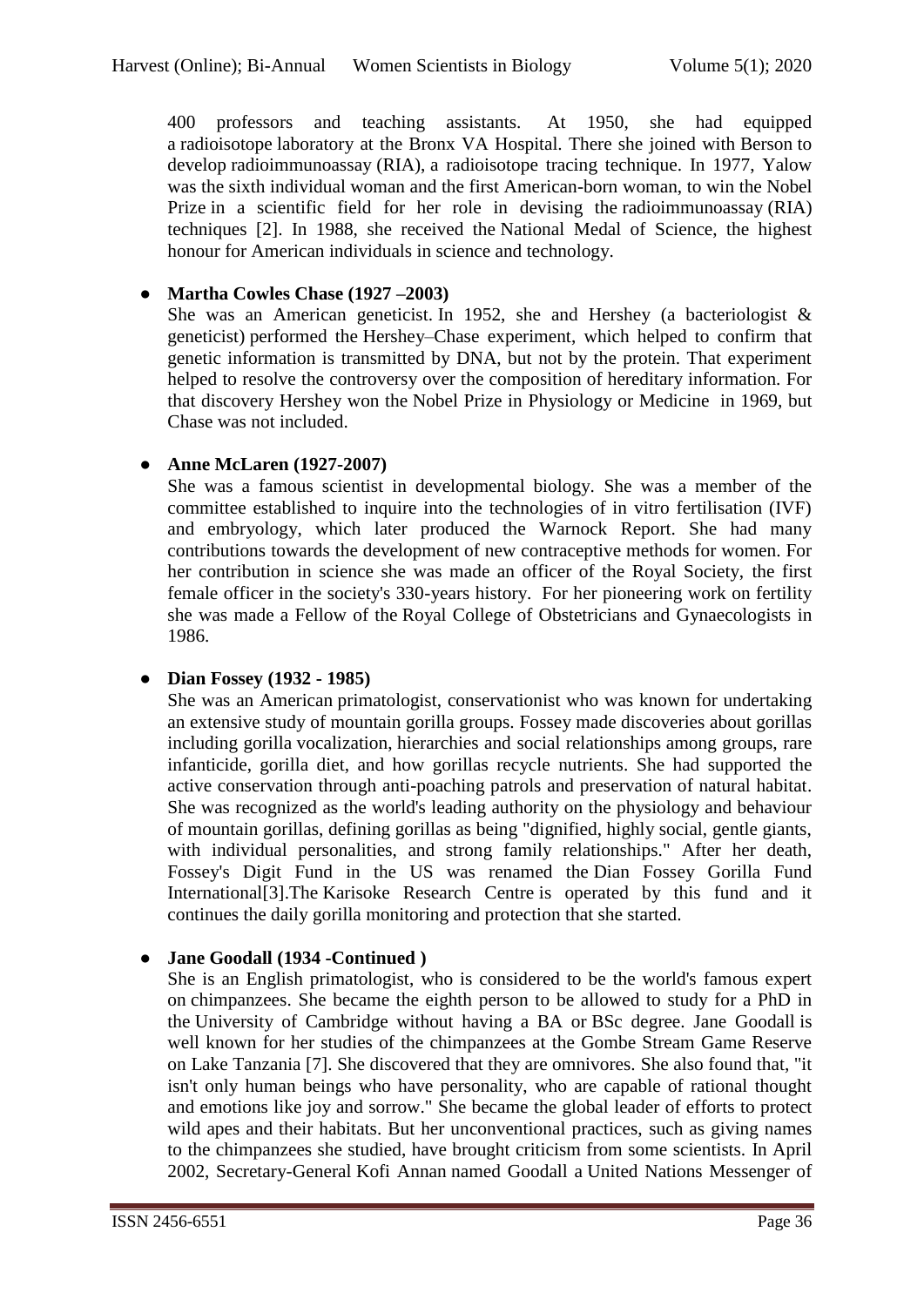400 professors and teaching assistants. At 1950, she had equipped a radioisotope laboratory at the Bronx VA Hospital. There she joined with Berson to develop radioimmunoassay (RIA), a radioisotope tracing technique. In 1977, Yalow was the sixth individual woman and the first American-born woman, to win the Nobel Prize in a scientific field for her role in devising the radioimmunoassay (RIA) techniques [2]. In 1988, she received the National Medal of Science, the highest honour for American individuals in science and technology.

- **Martha Cowles Chase (1927 –2003)**

  She was an American geneticist. In 1952, she and Hershey (a bacteriologist & geneticist) performed the Hershey–Chase experiment, which helped to confirm that genetic information is transmitted by DNA, but not by the protein. That experiment helped to resolve the controversy over the composition of hereditary information. For that discovery Hershey won the Nobel Prize in Physiology or Medicine in 1969, but Chase was not included.

- **Anne McLaren (1927-2007)**

  She was a famous scientist in developmental biology. She was a member of the committee established to inquire into the technologies of in vitro fertilisation (IVF) and embryology, which later produced the Warnock Report. She had many contributions towards the development of new contraceptive methods for women. For her contribution in science she was made an officer of the Royal Society, the first female officer in the society's 330-years history. For her pioneering work on fertility she was made a Fellow of the Royal College of Obstetricians and Gynaecologists in 1986.

- **Dian Fossey (1932 - 1985)**

  She was an American primatologist, conservationist who was known for undertaking an extensive study of mountain gorilla groups. Fossey made discoveries about gorillas including gorilla vocalization, hierarchies and social relationships among groups, rare infanticide, gorilla diet, and how gorillas recycle nutrients. She had supported the active conservation through anti-poaching patrols and preservation of natural habitat. She was recognized as the world's leading authority on the physiology and behaviour of mountain gorillas, defining gorillas as being "dignified, highly social, gentle giants, with individual personalities, and strong family relationships." After her death, Fossey's Digit Fund in the US was renamed the Dian Fossey Gorilla Fund International[3].The Karisoke Research Centre is operated by this fund and it continues the daily gorilla monitoring and protection that she started.

- **Jane Goodall (1934 -Continued )**

  She is an English primatologist, who is considered to be the world's famous expert on chimpanzees. She became the eighth person to be allowed to study for a PhD in the University of Cambridge without having a BA or BSc degree. Jane Goodall is well known for her studies of the chimpanzees at the Gombe Stream Game Reserve on Lake Tanzania [7]. She discovered that they are omnivores. She also found that, "it isn't only human beings who have personality, who are capable of rational thought and emotions like joy and sorrow." She became the global leader of efforts to protect wild apes and their habitats. But her unconventional practices, such as giving names to the chimpanzees she studied, have brought criticism from some scientists. In April 2002, Secretary-General Kofi Annan named Goodall a United Nations Messenger of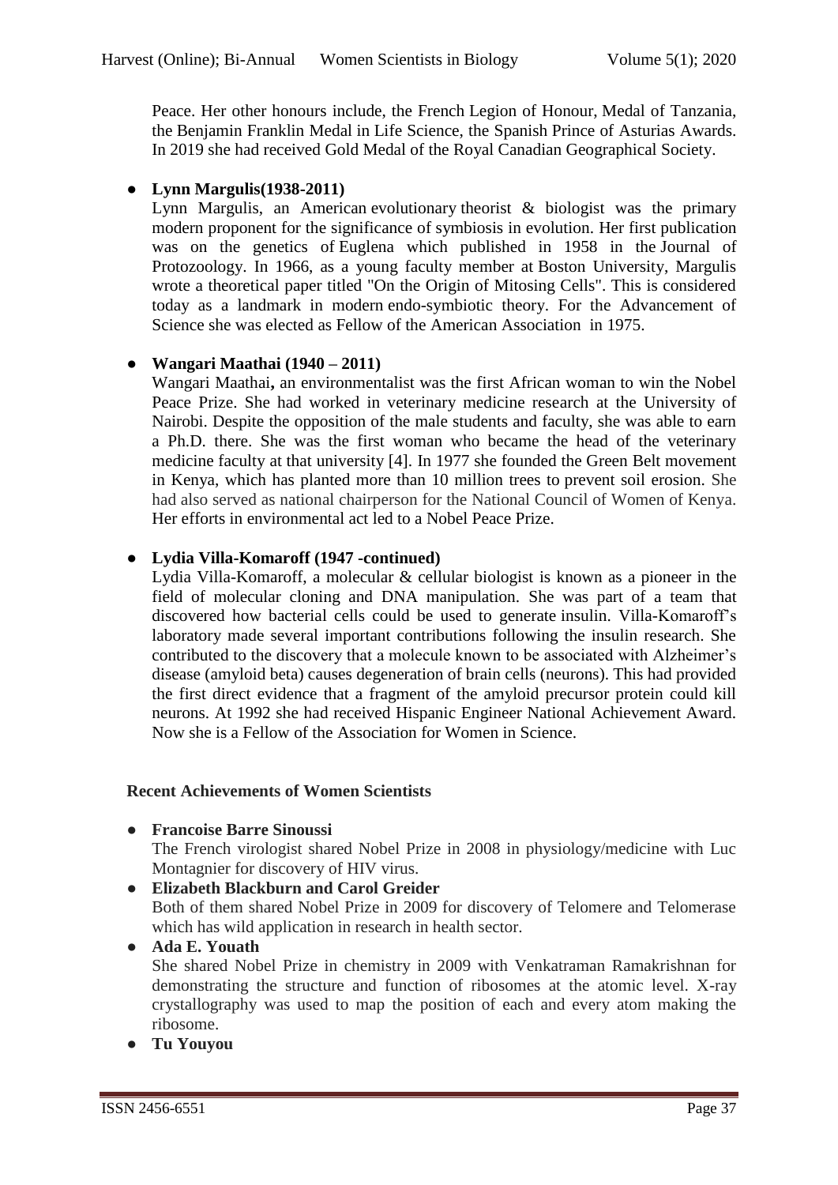Peace. Her other honours include, the French Legion of Honour, Medal of Tanzania, the Benjamin Franklin Medal in Life Science, the Spanish Prince of Asturias Awards. In 2019 she had received Gold Medal of the Royal Canadian Geographical Society.

- **Lynn Margulis(1938-2011)**

  Lynn Margulis, an American evolutionary theorist & biologist was the primary modern proponent for the significance of symbiosis in evolution. Her first publication was on the genetics of Euglena which published in 1958 in the Journal of Protozoology. In 1966, as a young faculty member at Boston University, Margulis wrote a theoretical paper titled "On the Origin of Mitosing Cells". This is considered today as a landmark in modern endo-symbiotic theory. For the Advancement of Science she was elected as Fellow of the American Association in 1975.

- **Wangari Maathai (1940 – 2011)**

  Wangari Maathai**,** an environmentalist was the first African woman to win the Nobel Peace Prize. She had worked in veterinary medicine research at the University of Nairobi. Despite the opposition of the male students and faculty, she was able to earn a Ph.D. there. She was the first woman who became the head of the veterinary medicine faculty at that university [4]. In 1977 she founded the Green Belt movement in Kenya, which has planted more than 10 million trees to prevent soil erosion. She had also served as national chairperson for the National Council of Women of Kenya. Her efforts in environmental act led to a Nobel Peace Prize.

- **Lydia Villa-Komaroff (1947 -continued)**

  Lydia Villa-Komaroff, a molecular & cellular biologist is known as a pioneer in the field of molecular cloning and DNA manipulation. She was part of a team that discovered how bacterial cells could be used to generate insulin. Villa-Komaroff's laboratory made several important contributions following the insulin research. She contributed to the discovery that a molecule known to be associated with Alzheimer's disease (amyloid beta) causes degeneration of brain cells (neurons). This had provided the first direct evidence that a fragment of the amyloid precursor protein could kill neurons. At 1992 she had received Hispanic Engineer National Achievement Award. Now she is a Fellow of the Association for Women in Science.

**Recent Achievements of Women Scientists**

- **Francoise Barre Sinoussi**

  The French virologist shared Nobel Prize in 2008 in physiology/medicine with Luc Montagnier for discovery of HIV virus.

- **Elizabeth Blackburn and Carol Greider**

  Both of them shared Nobel Prize in 2009 for discovery of Telomere and Telomerase which has wild application in research in health sector.

- **Ada E. Youath**

  She shared Nobel Prize in chemistry in 2009 with Venkatraman Ramakrishnan for demonstrating the structure and function of ribosomes at the atomic level. X-ray crystallography was used to map the position of each and every atom making the ribosome.

- **Tu Youyou**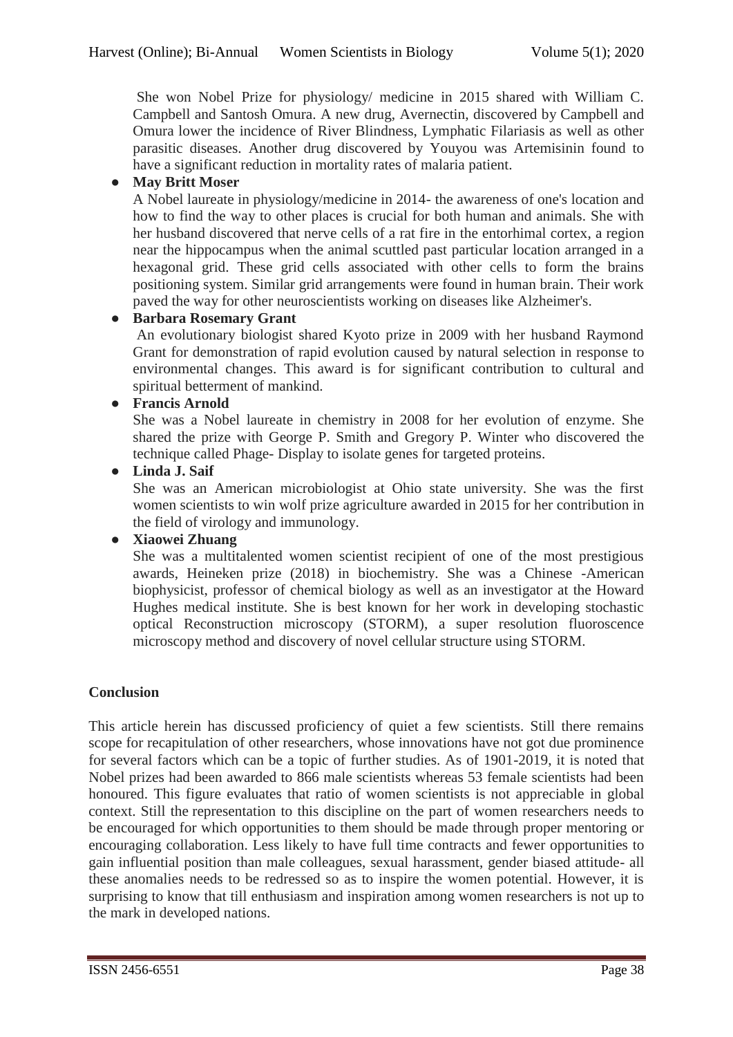She won Nobel Prize for physiology/ medicine in 2015 shared with William C. Campbell and Santosh Omura. A new drug, Avernectin, discovered by Campbell and Omura lower the incidence of River Blindness, Lymphatic Filariasis as well as other parasitic diseases. Another drug discovered by Youyou was Artemisinin found to have a significant reduction in mortality rates of malaria patient.

- **May Britt Moser**

  A Nobel laureate in physiology/medicine in 2014- the awareness of one's location and how to find the way to other places is crucial for both human and animals. She with her husband discovered that nerve cells of a rat fire in the entorhimal cortex, a region near the hippocampus when the animal scuttled past particular location arranged in a hexagonal grid. These grid cells associated with other cells to form the brains positioning system. Similar grid arrangements were found in human brain. Their work paved the way for other neuroscientists working on diseases like Alzheimer's.

- **Barbara Rosemary Grant**

  An evolutionary biologist shared Kyoto prize in 2009 with her husband Raymond Grant for demonstration of rapid evolution caused by natural selection in response to environmental changes. This award is for significant contribution to cultural and spiritual betterment of mankind.

- **Francis Arnold**

  She was a Nobel laureate in chemistry in 2008 for her evolution of enzyme. She shared the prize with George P. Smith and Gregory P. Winter who discovered the technique called Phage- Display to isolate genes for targeted proteins.

- **Linda J. Saif**

  She was an American microbiologist at Ohio state university. She was the first women scientists to win wolf prize agriculture awarded in 2015 for her contribution in the field of virology and immunology.

- **Xiaowei Zhuang**

  She was a multitalented women scientist recipient of one of the most prestigious awards, Heineken prize (2018) in biochemistry. She was a Chinese -American biophysicist, professor of chemical biology as well as an investigator at the Howard Hughes medical institute. She is best known for her work in developing stochastic optical Reconstruction microscopy (STORM), a super resolution fluoroscence microscopy method and discovery of novel cellular structure using STORM.

**Conclusion**

This article herein has discussed proficiency of quiet a few scientists. Still there remains scope for recapitulation of other researchers, whose innovations have not got due prominence for several factors which can be a topic of further studies. As of 1901-2019, it is noted that Nobel prizes had been awarded to 866 male scientists whereas 53 female scientists had been honoured. This figure evaluates that ratio of women scientists is not appreciable in global context. Still the representation to this discipline on the part of women researchers needs to be encouraged for which opportunities to them should be made through proper mentoring or encouraging collaboration. Less likely to have full time contracts and fewer opportunities to gain influential position than male colleagues, sexual harassment, gender biased attitude- all these anomalies needs to be redressed so as to inspire the women potential. However, it is surprising to know that till enthusiasm and inspiration among women researchers is not up to the mark in developed nations.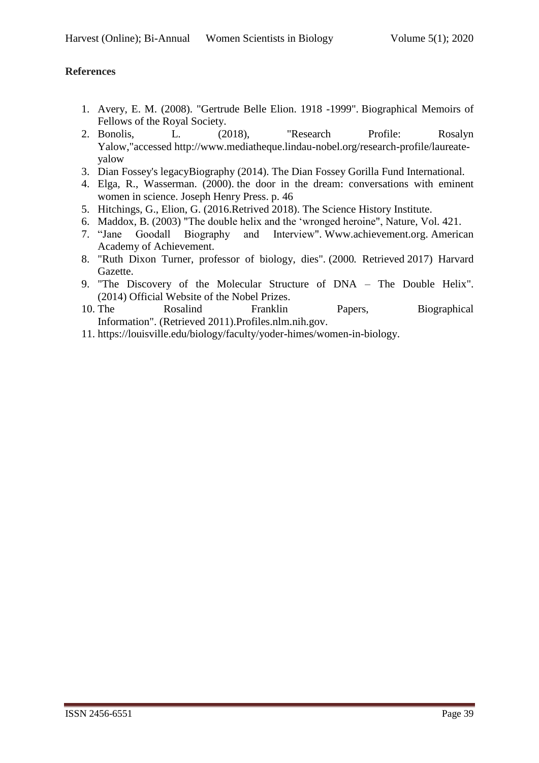**References**

1. Avery, E. M. (2008). "Gertrude Belle Elion. 1918 -1999". Biographical Memoirs of Fellows of the Royal Society.
2. Bonolis, L. (2018), "Research Profile: Rosalyn Yalow,"accessed http://www.mediatheque.lindau-nobel.org/research-profile/laureate-yalow
3. Dian Fossey's legacyBiography (2014). The Dian Fossey Gorilla Fund International.
4. Elga, R., Wasserman. (2000). the door in the dream: conversations with eminent women in science. Joseph Henry Press. p. 46
5. Hitchings, G., Elion, G. (2016.Retrived 2018). The Science History Institute.
6. Maddox, B. (2003) "The double helix and the 'wronged heroine", Nature, Vol. 421.
7. "Jane Goodall Biography and Interview". Www.achievement.org. American Academy of Achievement.
8. "Ruth Dixon Turner, professor of biology, dies". (2000. Retrieved 2017) Harvard Gazette.
9. "The Discovery of the Molecular Structure of DNA – The Double Helix". (2014) Official Website of the Nobel Prizes.
10. The Rosalind Franklin Papers, Biographical Information". (Retrieved 2011).Profiles.nlm.nih.gov.
11. https://louisville.edu/biology/faculty/yoder-himes/women-in-biology.